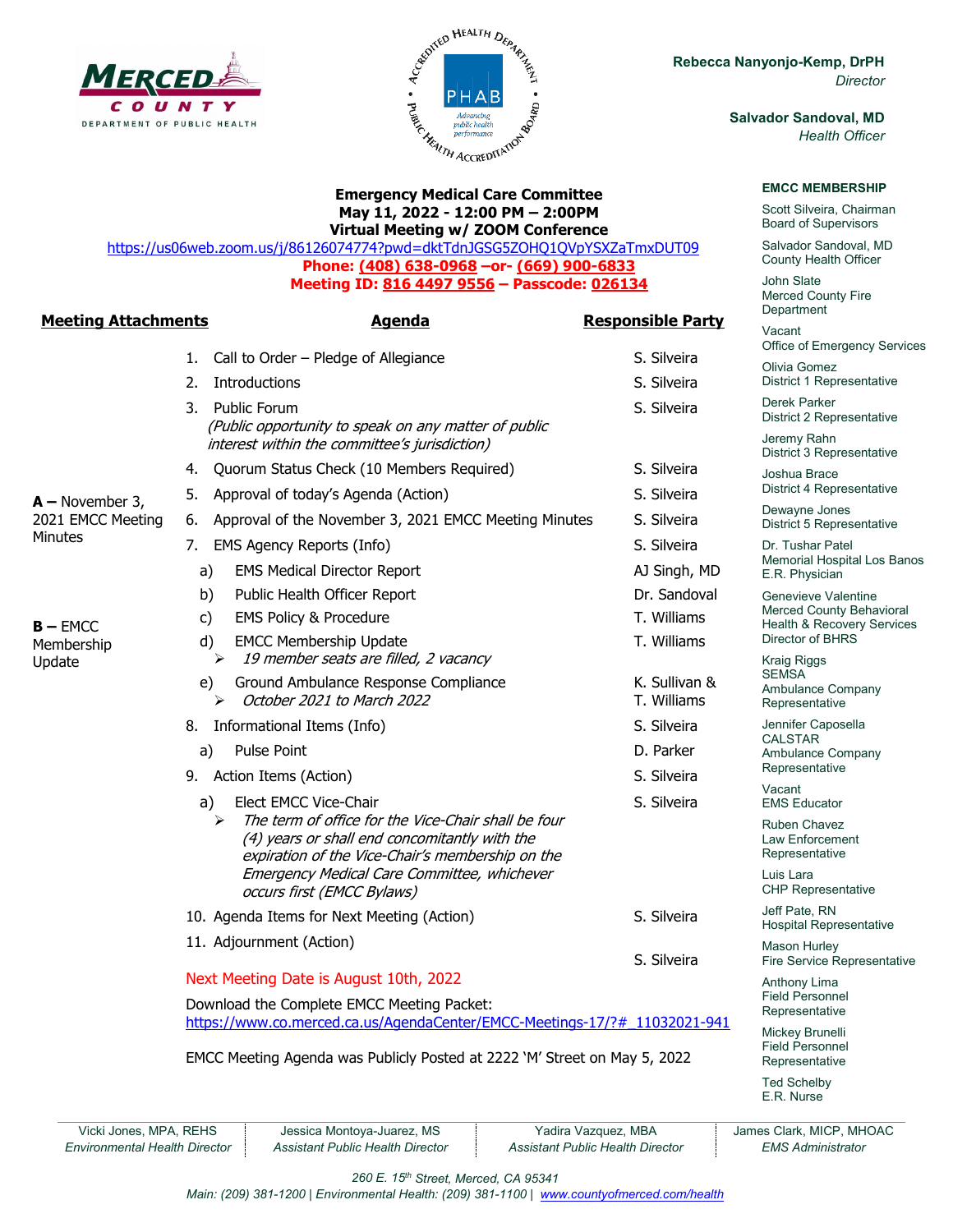**Rebecca Nanyonjo-Kemp, DrPH**
*Director*

**Salvador Sandoval, MD**
*Health Officer*

# Emergency Medical Care Committee

**May 11, 2022 - 12:00 PM – 2:00PM**
**Virtual Meeting w/ ZOOM Conference**

https://us06web.zoom.us/j/86126074774?pwd=dktTdnJGSG5ZOHQ1QVpYSXZaTmxDUT09

**Phone: (408) 638-0968 –or- (669) 900-6833**
**Meeting ID: 816 4497 9556 – Passcode: 026134**

| Meeting Attachments | Agenda | Responsible Party |
|---|---|---|
| | 1. Call to Order – Pledge of Allegiance | S. Silveira |
| | 2. Introductions | S. Silveira |
| | 3. Public Forum *(Public opportunity to speak on any matter of public interest within the committee's jurisdiction)* | S. Silveira |
| | 4. Quorum Status Check (10 Members Required) | S. Silveira |
| | 5. Approval of today's Agenda (Action) | S. Silveira |
| **A –** November 3, 2021 EMCC Meeting Minutes | 6. Approval of the November 3, 2021 EMCC Meeting Minutes | S. Silveira |
| | 7. EMS Agency Reports (Info) | S. Silveira |
| | a) EMS Medical Director Report | AJ Singh, MD |
| | b) Public Health Officer Report | Dr. Sandoval |
| | c) EMS Policy & Procedure | T. Williams |
| **B –** EMCC Membership Update | d) EMCC Membership Update ➢ *19 member seats are filled, 2 vacancy* | T. Williams |
| | e) Ground Ambulance Response Compliance ➢ *October 2021 to March 2022* | K. Sullivan & T. Williams |
| | 8. Informational Items (Info) | S. Silveira |
| | a) Pulse Point | D. Parker |
| | 9. Action Items (Action) | S. Silveira |
| | a) Elect EMCC Vice-Chair ➢ *The term of office for the Vice-Chair shall be four (4) years or shall end concomitantly with the expiration of the Vice-Chair's membership on the Emergency Medical Care Committee, whichever occurs first (EMCC Bylaws)* | S. Silveira |
| | 10. Agenda Items for Next Meeting (Action) | S. Silveira |
| | 11. Adjournment (Action) | S. Silveira |

Next Meeting Date is August 10th, 2022

Download the Complete EMCC Meeting Packet:
https://www.co.merced.ca.us/AgendaCenter/EMCC-Meetings-17/?#_11032021-941

EMCC Meeting Agenda was Publicly Posted at 2222 'M' Street on May 5, 2022

### EMCC MEMBERSHIP

- Scott Silveira, Chairman – Board of Supervisors
- Salvador Sandoval, MD – County Health Officer
- John Slate – Merced County Fire Department
- Vacant – Office of Emergency Services
- Olivia Gomez – District 1 Representative
- Derek Parker – District 2 Representative
- Jeremy Rahn – District 3 Representative
- Joshua Brace – District 4 Representative
- Dewayne Jones – District 5 Representative
- Dr. Tushar Patel – Memorial Hospital Los Banos E.R. Physician
- Genevieve Valentine – Merced County Behavioral Health & Recovery Services Director of BHRS
- Kraig Riggs – SEMSA Ambulance Company Representative
- Jennifer Caposella – CALSTAR Ambulance Company Representative
- Vacant – EMS Educator
- Ruben Chavez – Law Enforcement Representative
- Luis Lara – CHP Representative
- Jeff Pate, RN – Hospital Representative
- Mason Hurley – Fire Service Representative
- Anthony Lima – Field Personnel Representative
- Mickey Brunelli – Field Personnel Representative
- Ted Schelby – E.R. Nurse

| Vicki Jones, MPA, REHS | Jessica Montoya-Juarez, MS | Yadira Vazquez, MBA | James Clark, MICP, MHOAC |
|---|---|---|---|
| *Environmental Health Director* | *Assistant Public Health Director* | *Assistant Public Health Director* | *EMS Administrator* |

*260 E. 15th Street, Merced, CA 95341*
*Main: (209) 381-1200 | Environmental Health: (209) 381-1100 | www.countyofmerced.com/health*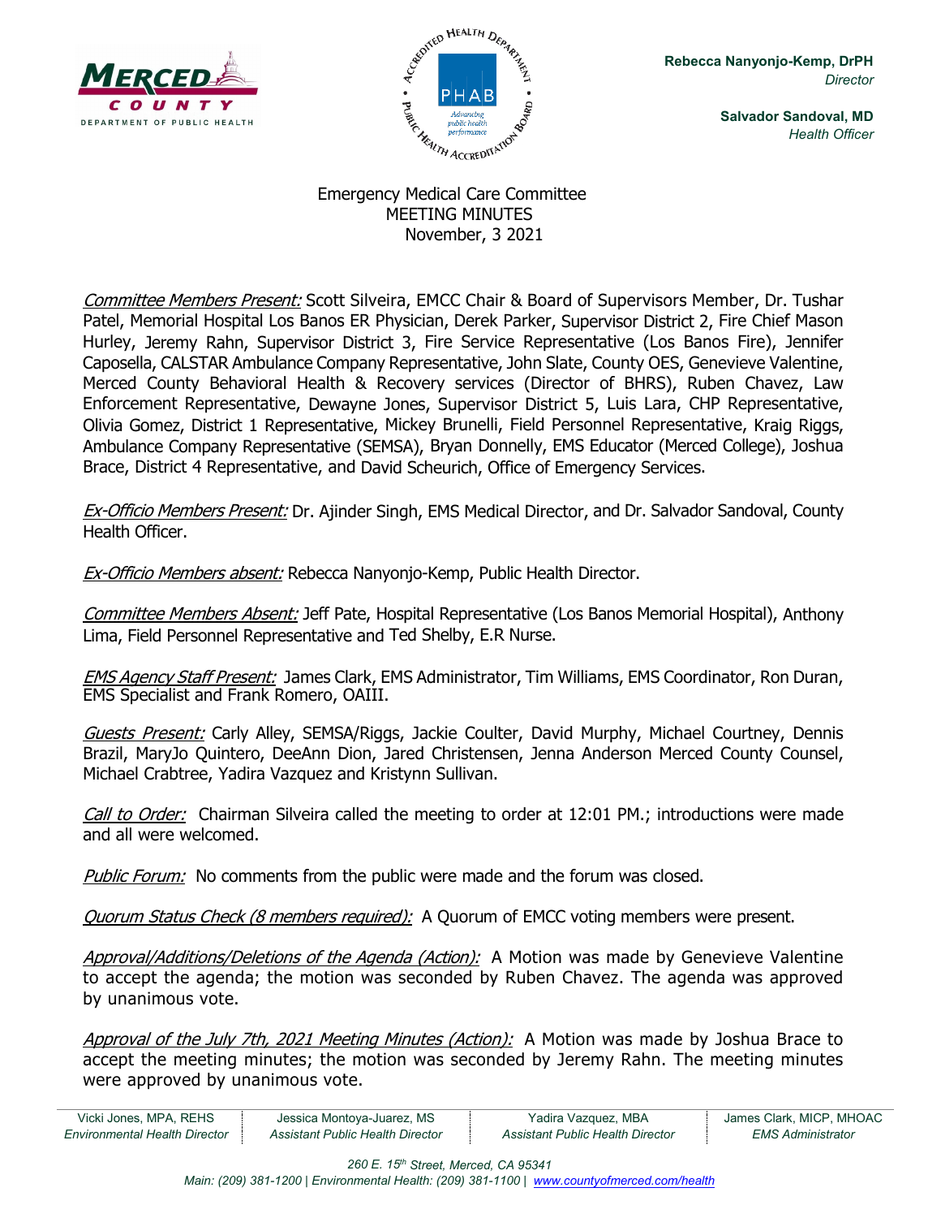Rebecca Nanyonjo-Kemp, DrPH
*Director*

Salvador Sandoval, MD
*Health Officer*

Emergency Medical Care Committee
MEETING MINUTES
November, 3 2021

*Committee Members Present:* Scott Silveira, EMCC Chair & Board of Supervisors Member, Dr. Tushar Patel, Memorial Hospital Los Banos ER Physician, Derek Parker, Supervisor District 2, Fire Chief Mason Hurley, Jeremy Rahn, Supervisor District 3, Fire Service Representative (Los Banos Fire), Jennifer Caposella, CALSTAR Ambulance Company Representative, John Slate, County OES, Genevieve Valentine, Merced County Behavioral Health & Recovery services (Director of BHRS), Ruben Chavez, Law Enforcement Representative, Dewayne Jones, Supervisor District 5, Luis Lara, CHP Representative, Olivia Gomez, District 1 Representative, Mickey Brunelli, Field Personnel Representative, Kraig Riggs, Ambulance Company Representative (SEMSA), Bryan Donnelly, EMS Educator (Merced College), Joshua Brace, District 4 Representative, and David Scheurich, Office of Emergency Services.

*Ex-Officio Members Present:* Dr. Ajinder Singh, EMS Medical Director, and Dr. Salvador Sandoval, County Health Officer.

*Ex-Officio Members absent:* Rebecca Nanyonjo-Kemp, Public Health Director.

*Committee Members Absent:* Jeff Pate, Hospital Representative (Los Banos Memorial Hospital), Anthony Lima, Field Personnel Representative and Ted Shelby, E.R Nurse.

*EMS Agency Staff Present:* James Clark, EMS Administrator, Tim Williams, EMS Coordinator, Ron Duran, EMS Specialist and Frank Romero, OAIII.

*Guests Present:* Carly Alley, SEMSA/Riggs, Jackie Coulter, David Murphy, Michael Courtney, Dennis Brazil, MaryJo Quintero, DeeAnn Dion, Jared Christensen, Jenna Anderson Merced County Counsel, Michael Crabtree, Yadira Vazquez and Kristynn Sullivan.

*Call to Order:* Chairman Silveira called the meeting to order at 12:01 PM.; introductions were made and all were welcomed.

*Public Forum:* No comments from the public were made and the forum was closed.

*Quorum Status Check (8 members required):* A Quorum of EMCC voting members were present.

*Approval/Additions/Deletions of the Agenda (Action):* A Motion was made by Genevieve Valentine to accept the agenda; the motion was seconded by Ruben Chavez. The agenda was approved by unanimous vote.

*Approval of the July 7th, 2021 Meeting Minutes (Action):* A Motion was made by Joshua Brace to accept the meeting minutes; the motion was seconded by Jeremy Rahn. The meeting minutes were approved by unanimous vote.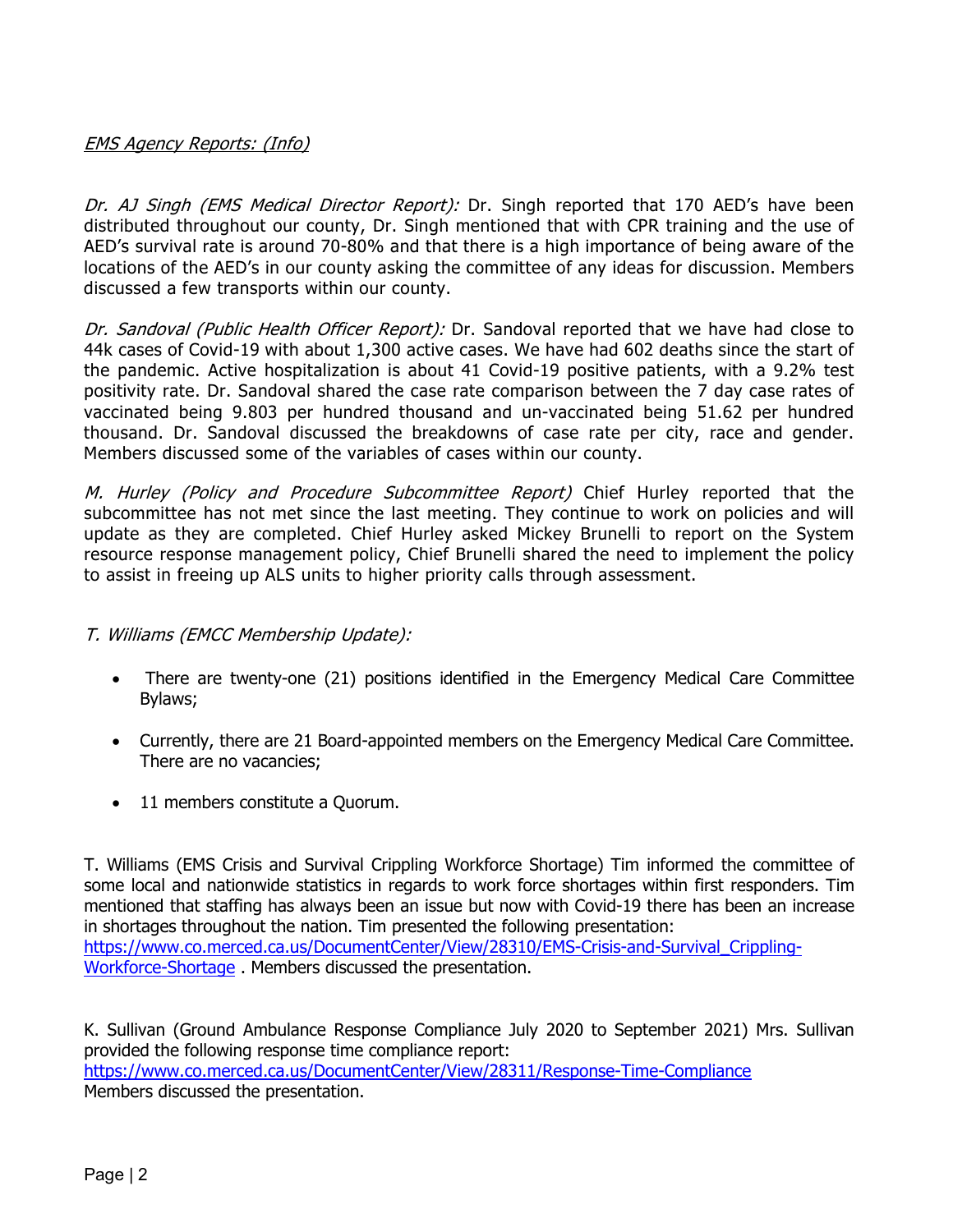*EMS Agency Reports: (Info)*

*Dr. AJ Singh (EMS Medical Director Report):* Dr. Singh reported that 170 AED's have been distributed throughout our county, Dr. Singh mentioned that with CPR training and the use of AED's survival rate is around 70-80% and that there is a high importance of being aware of the locations of the AED's in our county asking the committee of any ideas for discussion. Members discussed a few transports within our county.

*Dr. Sandoval (Public Health Officer Report):* Dr. Sandoval reported that we have had close to 44k cases of Covid-19 with about 1,300 active cases. We have had 602 deaths since the start of the pandemic. Active hospitalization is about 41 Covid-19 positive patients, with a 9.2% test positivity rate. Dr. Sandoval shared the case rate comparison between the 7 day case rates of vaccinated being 9.803 per hundred thousand and un-vaccinated being 51.62 per hundred thousand. Dr. Sandoval discussed the breakdowns of case rate per city, race and gender. Members discussed some of the variables of cases within our county.

*M. Hurley (Policy and Procedure Subcommittee Report)* Chief Hurley reported that the subcommittee has not met since the last meeting. They continue to work on policies and will update as they are completed. Chief Hurley asked Mickey Brunelli to report on the System resource response management policy, Chief Brunelli shared the need to implement the policy to assist in freeing up ALS units to higher priority calls through assessment.

*T. Williams (EMCC Membership Update):*

- There are twenty-one (21) positions identified in the Emergency Medical Care Committee Bylaws;
- Currently, there are 21 Board-appointed members on the Emergency Medical Care Committee. There are no vacancies;
- 11 members constitute a Quorum.

T. Williams (EMS Crisis and Survival Crippling Workforce Shortage) Tim informed the committee of some local and nationwide statistics in regards to work force shortages within first responders. Tim mentioned that staffing has always been an issue but now with Covid-19 there has been an increase in shortages throughout the nation. Tim presented the following presentation: [https://www.co.merced.ca.us/DocumentCenter/View/28310/EMS-Crisis-and-Survival_Crippling-Workforce-Shortage](https://www.co.merced.ca.us/DocumentCenter/View/28310/EMS-Crisis-and-Survival_Crippling-Workforce-Shortage) . Members discussed the presentation.

K. Sullivan (Ground Ambulance Response Compliance July 2020 to September 2021) Mrs. Sullivan provided the following response time compliance report:
[https://www.co.merced.ca.us/DocumentCenter/View/28311/Response-Time-Compliance](https://www.co.merced.ca.us/DocumentCenter/View/28311/Response-Time-Compliance)
Members discussed the presentation.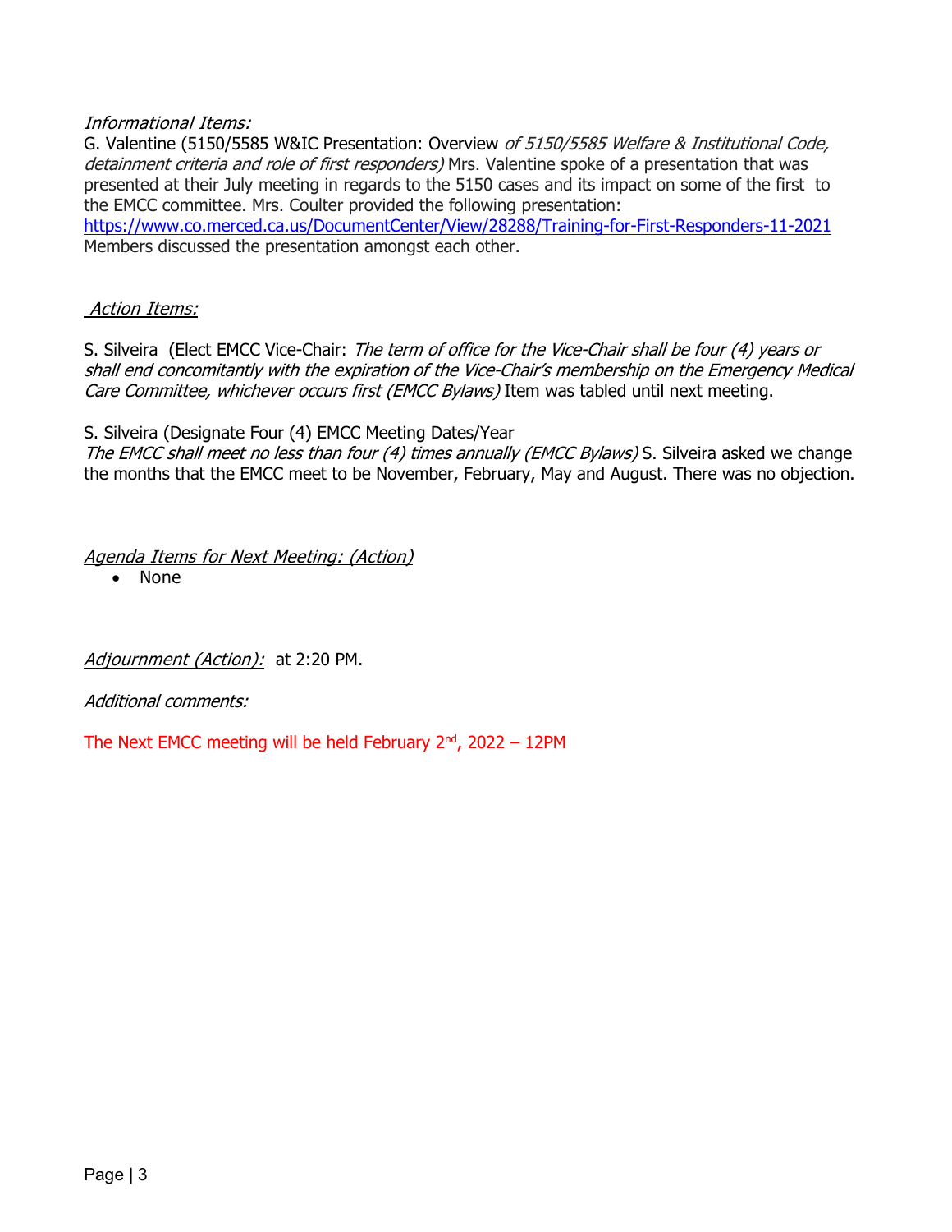*Informational Items:*

G. Valentine (5150/5585 W&IC Presentation: Overview *of 5150/5585 Welfare & Institutional Code, detainment criteria and role of first responders)* Mrs. Valentine spoke of a presentation that was presented at their July meeting in regards to the 5150 cases and its impact on some of the first to the EMCC committee. Mrs. Coulter provided the following presentation: https://www.co.merced.ca.us/DocumentCenter/View/28288/Training-for-First-Responders-11-2021
Members discussed the presentation amongst each other.

*Action Items:*

S. Silveira (Elect EMCC Vice-Chair: *The term of office for the Vice-Chair shall be four (4) years or shall end concomitantly with the expiration of the Vice-Chair's membership on the Emergency Medical Care Committee, whichever occurs first (EMCC Bylaws)* Item was tabled until next meeting.

S. Silveira (Designate Four (4) EMCC Meeting Dates/Year
*The EMCC shall meet no less than four (4) times annually (EMCC Bylaws)* S. Silveira asked we change the months that the EMCC meet to be November, February, May and August. There was no objection.

*Agenda Items for Next Meeting: (Action)*

- None

*Adjournment (Action):* at 2:20 PM.

*Additional comments:*

The Next EMCC meeting will be held February 2nd, 2022 – 12PM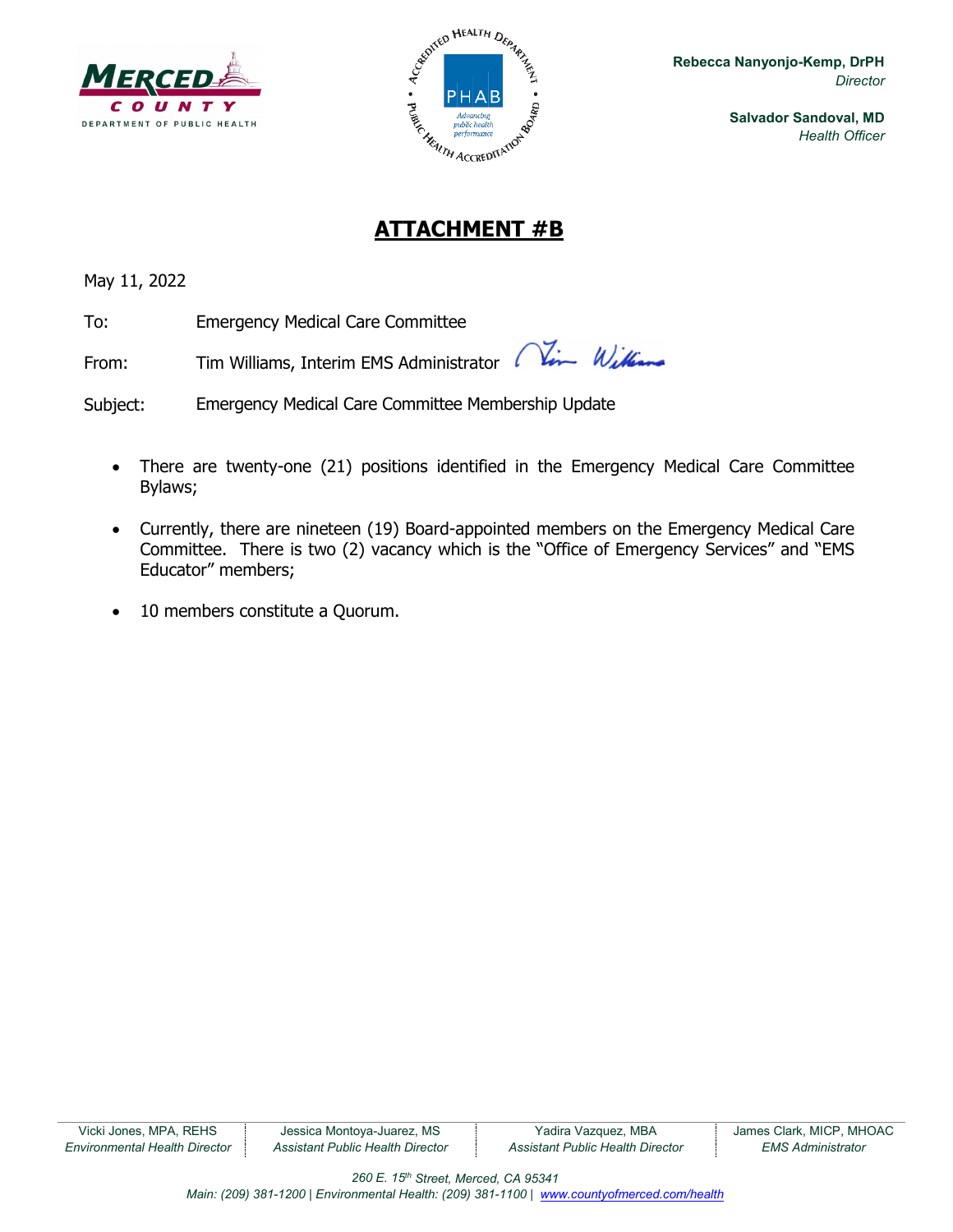**Rebecca Nanyonjo-Kemp, DrPH**
*Director*

**Salvador Sandoval, MD**
*Health Officer*

# ATTACHMENT #B

May 11, 2022

To: Emergency Medical Care Committee

From: Tim Williams, Interim EMS Administrator

Subject: Emergency Medical Care Committee Membership Update

- There are twenty-one (21) positions identified in the Emergency Medical Care Committee Bylaws;
- Currently, there are nineteen (19) Board-appointed members on the Emergency Medical Care Committee. There is two (2) vacancy which is the "Office of Emergency Services" and "EMS Educator" members;
- 10 members constitute a Quorum.

| Vicki Jones, MPA, REHS *Environmental Health Director* | Jessica Montoya-Juarez, MS *Assistant Public Health Director* | Yadira Vazquez, MBA *Assistant Public Health Director* | James Clark, MICP, MHOAC *EMS Administrator* |
|---|---|---|---|

*260 E. 15th Street, Merced, CA 95341*
*Main: (209) 381-1200 | Environmental Health: (209) 381-1100 | www.countyofmerced.com/health*